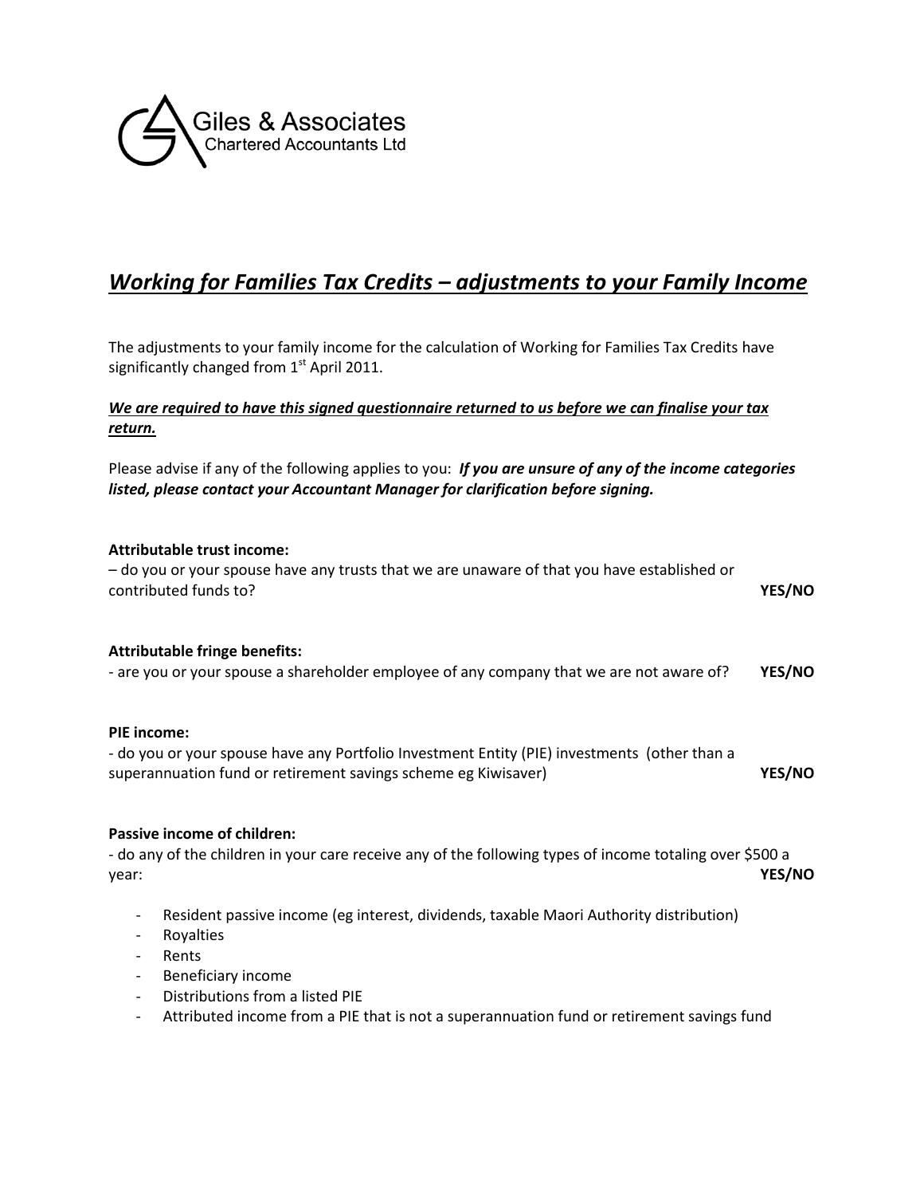Giles & Associates
Chartered Accountants Ltd

# ***Working for Families Tax Credits – adjustments to your Family Income***

The adjustments to your family income for the calculation of Working for Families Tax Credits have significantly changed from 1st April 2011.

***We are required to have this signed questionnaire returned to us before we can finalise your tax return.***

Please advise if any of the following applies to you: ***If you are unsure of any of the income categories listed, please contact your Accountant Manager for clarification before signing.***

**Attributable trust income:**

– do you or your spouse have any trusts that we are unaware of that you have established or contributed funds to? **YES/NO**

**Attributable fringe benefits:**

- are you or your spouse a shareholder employee of any company that we are not aware of? **YES/NO**

**PIE income:**

- do you or your spouse have any Portfolio Investment Entity (PIE) investments (other than a superannuation fund or retirement savings scheme eg Kiwisaver) **YES/NO**

**Passive income of children:**

- do any of the children in your care receive any of the following types of income totaling over $500 a year: **YES/NO**

- Resident passive income (eg interest, dividends, taxable Maori Authority distribution)
- Royalties
- Rents
- Beneficiary income
- Distributions from a listed PIE
- Attributed income from a PIE that is not a superannuation fund or retirement savings fund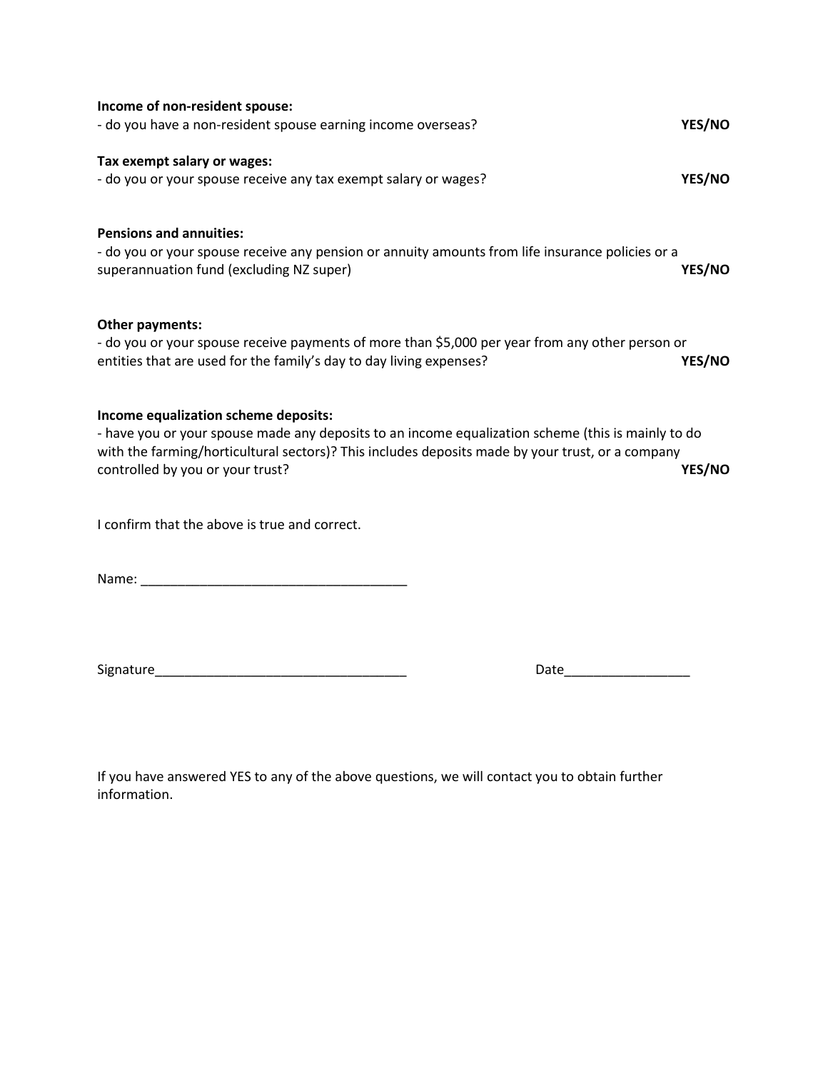**Income of non-resident spouse:**

- do you have a non-resident spouse earning income overseas? **YES/NO**

**Tax exempt salary or wages:**

- do you or your spouse receive any tax exempt salary or wages? **YES/NO**

**Pensions and annuities:**

- do you or your spouse receive any pension or annuity amounts from life insurance policies or a superannuation fund (excluding NZ super) **YES/NO**

**Other payments:**

- do you or your spouse receive payments of more than $5,000 per year from any other person or entities that are used for the family's day to day living expenses? **YES/NO**

**Income equalization scheme deposits:**

- have you or your spouse made any deposits to an income equalization scheme (this is mainly to do with the farming/horticultural sectors)? This includes deposits made by your trust, or a company controlled by you or your trust? **YES/NO**

I confirm that the above is true and correct.

Name: ___________________________________

Signature_________________________________ Date________________

If you have answered YES to any of the above questions, we will contact you to obtain further information.